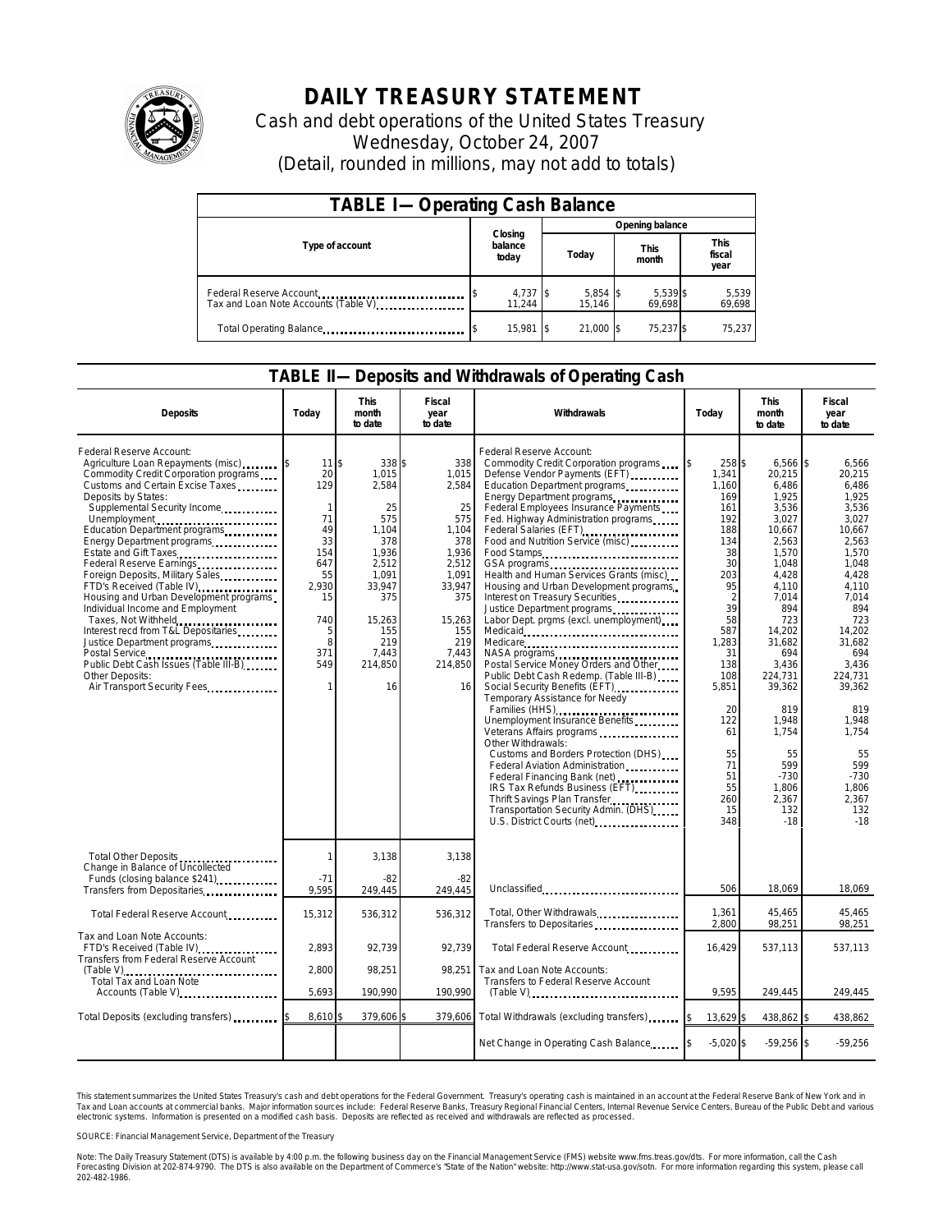# DAILY TREASURY STATEMENT

Cash and debt operations of the United States Treasury
Wednesday, October 24, 2007
(Detail, rounded in millions, may not add to totals)

## TABLE I—Operating Cash Balance

| Type of account | Closing balance today | Opening balance Today | Opening balance This month | Opening balance This fiscal year |
|---|---|---|---|---|
| Federal Reserve Account | $ 4,737 | $ 5,854 | $ 5,539 | $ 5,539 |
| Tax and Loan Note Accounts (Table V) | 11,244 | 15,146 | 69,698 | 69,698 |
| Total Operating Balance | $ 15,981 | $ 21,000 | $ 75,237 | $ 75,237 |

## TABLE II—Deposits and Withdrawals of Operating Cash

| Deposits | Today | This month to date | Fiscal year to date | Withdrawals | Today | This month to date | Fiscal year to date |
|---|---|---|---|---|---|---|---|
| Federal Reserve Account: | | | | Federal Reserve Account: | | | |
| Agriculture Loan Repayments (misc) | $ 11 | $ 338 | $ 338 | Commodity Credit Corporation programs | $ 258 | $ 6,566 | $ 6,566 |
| Commodity Credit Corporation programs | 20 | 1,015 | 1,015 | Defense Vendor Payments (EFT) | 1,341 | 20,215 | 20,215 |
| Customs and Certain Excise Taxes | 129 | 2,584 | 2,584 | Education Department programs | 1,160 | 6,486 | 6,486 |
| Deposits by States: | | | | Energy Department programs | 169 | 1,925 | 1,925 |
| Supplemental Security Income | 1 | 25 | 25 | Federal Employees Insurance Payments | 161 | 3,536 | 3,536 |
| Unemployment | 71 | 575 | 575 | Fed. Highway Administration programs | 192 | 3,027 | 3,027 |
| Education Department programs | 49 | 1,104 | 1,104 | Federal Salaries (EFT) | 188 | 10,667 | 10,667 |
| Energy Department programs | 33 | 378 | 378 | Food and Nutrition Service (misc) | 134 | 2,563 | 2,563 |
| Estate and Gift Taxes | 154 | 1,936 | 1,936 | Food Stamps | 38 | 1,570 | 1,570 |
| Federal Reserve Earnings | 647 | 2,512 | 2,512 | GSA programs | 30 | 1,048 | 1,048 |
| Foreign Deposits, Military Sales | 55 | 1,091 | 1,091 | Health and Human Services Grants (misc) | 203 | 4,428 | 4,428 |
| FTD's Received (Table IV) | 2,930 | 33,947 | 33,947 | Housing and Urban Development programs | 95 | 4,110 | 4,110 |
| Housing and Urban Development programs | 15 | 375 | 375 | Interest on Treasury Securities | 2 | 7,014 | 7,014 |
| Individual Income and Employment | | | | Justice Department programs | 39 | 894 | 894 |
| Taxes, Not Withheld | 740 | 15,263 | 15,263 | Labor Dept. prgms (excl. unemployment) | 58 | 723 | 723 |
| Interest recd from T&L Depositaries | 5 | 155 | 155 | Medicaid | 587 | 14,202 | 14,202 |
| Justice Department programs | 8 | 219 | 219 | Medicare | 1,283 | 31,682 | 31,682 |
| Postal Service | 371 | 7,443 | 7,443 | NASA programs | 31 | 694 | 694 |
| Public Debt Cash Issues (Table III-B) | 549 | 214,850 | 214,850 | Postal Service Money Orders and Other | 138 | 3,436 | 3,436 |
| Other Deposits: | | | | Public Debt Cash Redemp. (Table III-B) | 108 | 224,731 | 224,731 |
| Air Transport Security Fees | 1 | 16 | 16 | Social Security Benefits (EFT) | 5,851 | 39,362 | 39,362 |
| | | | | Temporary Assistance for Needy | | | |
| | | | | Families (HHS) | 20 | 819 | 819 |
| | | | | Unemployment Insurance Benefits | 122 | 1,948 | 1,948 |
| | | | | Veterans Affairs programs | 61 | 1,754 | 1,754 |
| | | | | Other Withdrawals: | | | |
| | | | | Customs and Borders Protection (DHS) | 55 | 55 | 55 |
| | | | | Federal Aviation Administration | 71 | 599 | 599 |
| | | | | Federal Financing Bank (net) | 51 | -730 | -730 |
| | | | | IRS Tax Refunds Business (EFT) | 55 | 1,806 | 1,806 |
| | | | | Thrift Savings Plan Transfer | 260 | 2,367 | 2,367 |
| | | | | Transportation Security Admin. (DHS) | 15 | 132 | 132 |
| | | | | U.S. District Courts (net) | 348 | -18 | -18 |
| Total Other Deposits | 1 | 3,138 | 3,138 | | | | |
| Change in Balance of Uncollected Funds (closing balance $241) | -71 | -82 | -82 | | | | |
| Transfers from Depositaries | 9,595 | 249,445 | 249,445 | Unclassified | 506 | 18,069 | 18,069 |
| Total Federal Reserve Account | 15,312 | 536,312 | 536,312 | Total, Other Withdrawals | 1,361 | 45,465 | 45,465 |
| | | | | Transfers to Depositaries | 2,800 | 98,251 | 98,251 |
| Tax and Loan Note Accounts: | | | | | | | |
| FTD's Received (Table IV) | 2,893 | 92,739 | 92,739 | Total Federal Reserve Account | 16,429 | 537,113 | 537,113 |
| Transfers from Federal Reserve Account (Table V) | 2,800 | 98,251 | 98,251 | Tax and Loan Note Accounts: | | | |
| Total Tax and Loan Note Accounts (Table V) | 5,693 | 190,990 | 190,990 | Transfers to Federal Reserve Account (Table V) | 9,595 | 249,445 | 249,445 |
| Total Deposits (excluding transfers) | $ 8,610 | $ 379,606 | $ 379,606 | Total Withdrawals (excluding transfers) | $ 13,629 | $ 438,862 | $ 438,862 |
| | | | | Net Change in Operating Cash Balance | $ -5,020 | $ -59,256 | $ -59,256 |

This statement summarizes the United States Treasury's cash and debt operations for the Federal Government. Treasury's operating cash is maintained in an account at the Federal Reserve Bank of New York and in Tax and Loan accounts at commercial banks. Major information sources include: Federal Reserve Banks, Treasury Regional Financial Centers, Internal Revenue Service Centers, Bureau of the Public Debt and various electronic systems. Information is presented on a modified cash basis. Deposits are reflected as received and withdrawals are reflected as processed.

SOURCE: Financial Management Service, Department of the Treasury

Note: The Daily Treasury Statement (DTS) is available by 4:00 p.m. the following business day on the Financial Management Service (FMS) website www.fms.treas.gov/dts. For more information, call the Cash Forecasting Division at 202-874-9790. The DTS is also available on the Department of Commerce's "State of the Nation" website: http://www.stat-usa.gov/sotn. For more information regarding this system, please call 202-482-1986.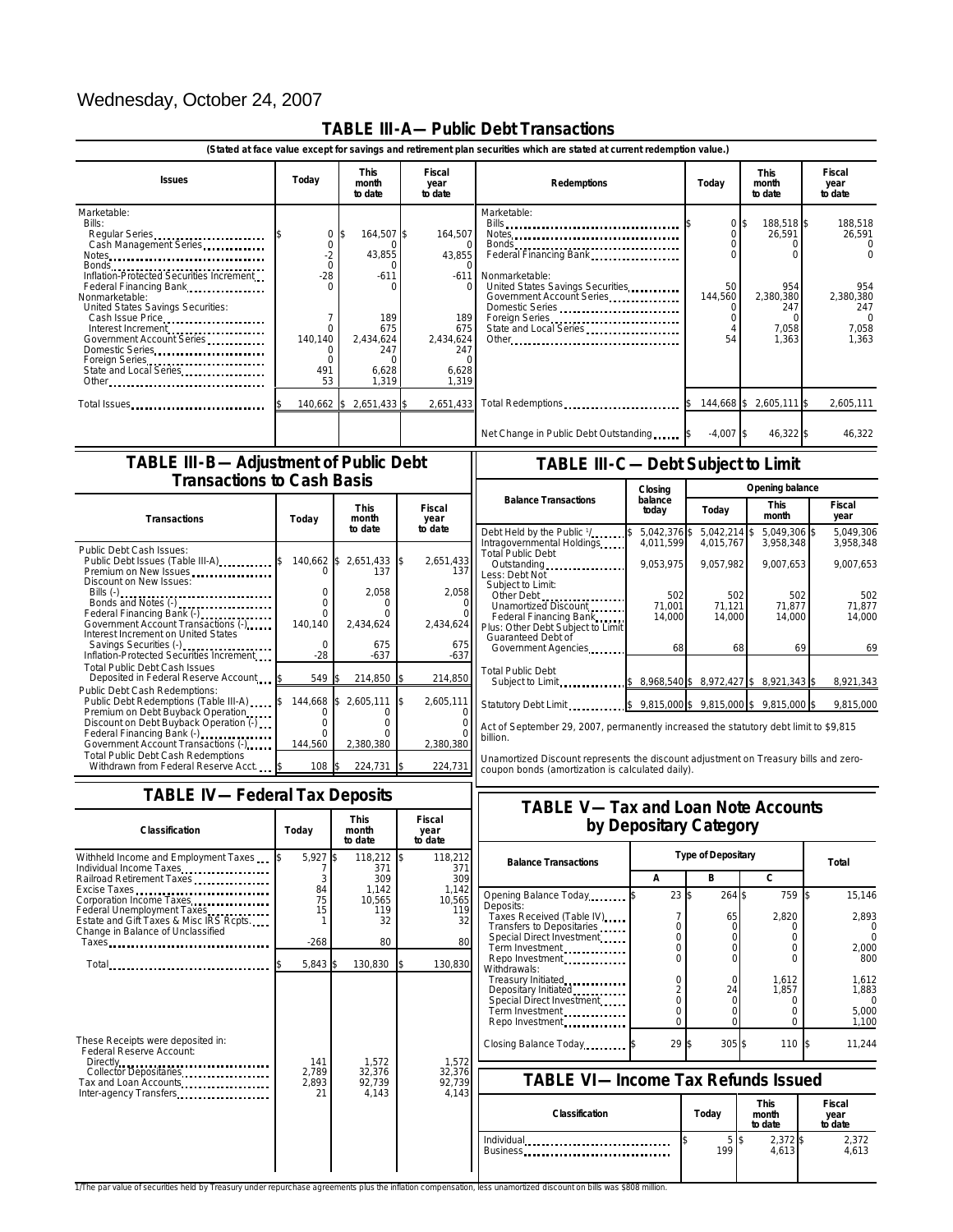Wednesday, October 24, 2007

## TABLE III-A— Public Debt Transactions

(Stated at face value except for savings and retirement plan securities which are stated at current redemption value.)

| Issues | Today | This month to date | Fiscal year to date |
|---|---|---|---|
| Marketable: | | | |
| Bills: | | | |
| Regular Series | $ 0 | $ 164,507 | $ 164,507 |
| Cash Management Series | 0 | 0 | 0 |
| Notes | -2 | 43,855 | 43,855 |
| Bonds | 0 | 0 | 0 |
| Inflation-Protected Securities Increment | -28 | -611 | -611 |
| Federal Financing Bank | 0 | 0 | 0 |
| Nonmarketable: | | | |
| United States Savings Securities: | | | |
| Cash Issue Price | 7 | 189 | 189 |
| Interest Increment | 0 | 675 | 675 |
| Government Account Series | 140,140 | 2,434,624 | 2,434,624 |
| Domestic Series | 0 | 247 | 247 |
| Foreign Series | 0 | 0 | 0 |
| State and Local Series | 491 | 6,628 | 6,628 |
| Other | 53 | 1,319 | 1,319 |
| Total Issues | $ 140,662 | $ 2,651,433 | $ 2,651,433 |

| Redemptions | Today | This month to date | Fiscal year to date |
|---|---|---|---|
| Marketable: | | | |
| Bills | $ 0 | $ 188,518 | $ 188,518 |
| Notes | 0 | 26,591 | 26,591 |
| Bonds | 0 | 0 | 0 |
| Federal Financing Bank | 0 | 0 | 0 |
| Nonmarketable: | | | |
| United States Savings Securities | 50 | 954 | 954 |
| Government Account Series | 144,560 | 2,380,380 | 2,380,380 |
| Domestic Series | 0 | 247 | 247 |
| Foreign Series | 0 | 0 | 0 |
| State and Local Series | 4 | 7,058 | 7,058 |
| Other | 54 | 1,363 | 1,363 |
| Total Redemptions | $ 144,668 | $ 2,605,111 | $ 2,605,111 |
| Net Change in Public Debt Outstanding | $ -4,007 | $ 46,322 | $ 46,322 |

## TABLE III-B— Adjustment of Public Debt Transactions to Cash Basis

| Transactions | Today | This month to date | Fiscal year to date |
|---|---|---|---|
| Public Debt Cash Issues: | | | |
| Public Debt Issues (Table III-A) | $ 140,662 | $ 2,651,433 | $ 2,651,433 |
| Premium on New Issues | 0 | 137 | 137 |
| Discount on New Issues: | | | |
| Bills (-) | 0 | 2,058 | 2,058 |
| Bonds and Notes (-) | 0 | 0 | 0 |
| Federal Financing Bank (-) | 0 | 0 | 0 |
| Government Account Transactions (-) | 140,140 | 2,434,624 | 2,434,624 |
| Interest Increment on United States Savings Securities (-) | 0 | 675 | 675 |
| Inflation-Protected Securities Increment | -28 | -637 | -637 |
| Total Public Debt Cash Issues Deposited in Federal Reserve Account | $ 549 | $ 214,850 | $ 214,850 |
| Public Debt Cash Redemptions: | | | |
| Public Debt Redemptions (Table III-A) | $ 144,668 | $ 2,605,111 | $ 2,605,111 |
| Premium on Debt Buyback Operation | 0 | 0 | 0 |
| Discount on Debt Buyback Operation (-) | 0 | 0 | 0 |
| Federal Financing Bank (-) | 0 | 0 | 0 |
| Government Account Transactions (-) | 144,560 | 2,380,380 | 2,380,380 |
| Total Public Debt Cash Redemptions Withdrawn from Federal Reserve Acct. | $ 108 | $ 224,731 | $ 224,731 |

## TABLE III-C — Debt Subject to Limit

| Balance Transactions | Closing balance today | Opening balance Today | Opening balance This month | Opening balance Fiscal year |
|---|---|---|---|---|
| Debt Held by the Public [1] | $ 5,042,376 | $ 5,042,214 | $ 5,049,306 | $ 5,049,306 |
| Intragovernmental Holdings | 4,011,599 | 4,015,767 | 3,958,348 | 3,958,348 |
| Total Public Debt Outstanding | 9,053,975 | 9,057,982 | 9,007,653 | 9,007,653 |
| Less: Debt Not Subject to Limit: | | | | |
| Other Debt | 502 | 502 | 502 | 502 |
| Unamortized Discount | 71,001 | 71,121 | 71,877 | 71,877 |
| Federal Financing Bank | 14,000 | 14,000 | 14,000 | 14,000 |
| Plus: Other Debt Subject to Limit Guaranteed Debt of Government Agencies | 68 | 68 | 69 | 69 |
| Total Public Debt Subject to Limit | $ 8,968,540 | $ 8,972,427 | $ 8,921,343 | $ 8,921,343 |
| Statutory Debt Limit | $ 9,815,000 | $ 9,815,000 | $ 9,815,000 | $ 9,815,000 |

Act of September 29, 2007, permanently increased the statutory debt limit to $9,815 billion.

Unamortized Discount represents the discount adjustment on Treasury bills and zero-coupon bonds (amortization is calculated daily).

## TABLE IV— Federal Tax Deposits

| Classification | Today | This month to date | Fiscal year to date |
|---|---|---|---|
| Withheld Income and Employment Taxes | $ 5,927 | $ 118,212 | $ 118,212 |
| Individual Income Taxes | 7 | 371 | 371 |
| Railroad Retirement Taxes | 3 | 309 | 309 |
| Excise Taxes | 84 | 1,142 | 1,142 |
| Corporation Income Taxes | 75 | 10,565 | 10,565 |
| Federal Unemployment Taxes | 15 | 119 | 119 |
| Estate and Gift Taxes & Misc IRS Rcpts. | 1 | 32 | 32 |
| Change in Balance of Unclassified Taxes | -268 | 80 | 80 |
| Total | $ 5,843 | $ 130,830 | $ 130,830 |
| These Receipts were deposited in: | | | |
| Federal Reserve Account: | | | |
| Directly | 141 | 1,572 | 1,572 |
| Collector Depositaries | 2,789 | 32,376 | 32,376 |
| Tax and Loan Accounts | 2,893 | 92,739 | 92,739 |
| Inter-agency Transfers | 21 | 4,143 | 4,143 |

## TABLE V— Tax and Loan Note Accounts by Depositary Category

| Balance Transactions | Type of Depositary A | B | C | Total |
|---|---|---|---|---|
| Opening Balance Today | $ 23 | $ 264 | $ 759 | $ 15,146 |
| Deposits: | | | | |
| Taxes Received (Table IV) | 7 | 65 | 2,820 | 2,893 |
| Transfers to Depositaries | 0 | 0 | 0 | 0 |
| Special Direct Investment | 0 | 0 | 0 | 0 |
| Term Investment | 0 | 0 | 0 | 2,000 |
| Repo Investment | 0 | 0 | 0 | 800 |
| Withdrawals: | | | | |
| Treasury Initiated | 0 | 0 | 1,612 | 1,612 |
| Depositary Initiated | 2 | 24 | 1,857 | 1,883 |
| Special Direct Investment | 0 | 0 | 0 | 0 |
| Term Investment | 0 | 0 | 0 | 5,000 |
| Repo Investment | 0 | 0 | 0 | 1,100 |
| Closing Balance Today | $ 29 | $ 305 | $ 110 | $ 11,244 |

## TABLE VI— Income Tax Refunds Issued

| Classification | Today | This month to date | Fiscal year to date |
|---|---|---|---|
| Individual | $ 5 | $ 2,372 | $ 2,372 |
| Business | 199 | 4,613 | 4,613 |

1/The par value of securities held by Treasury under repurchase agreements plus the inflation compensation, less unamortized discount on bills was $808 million.